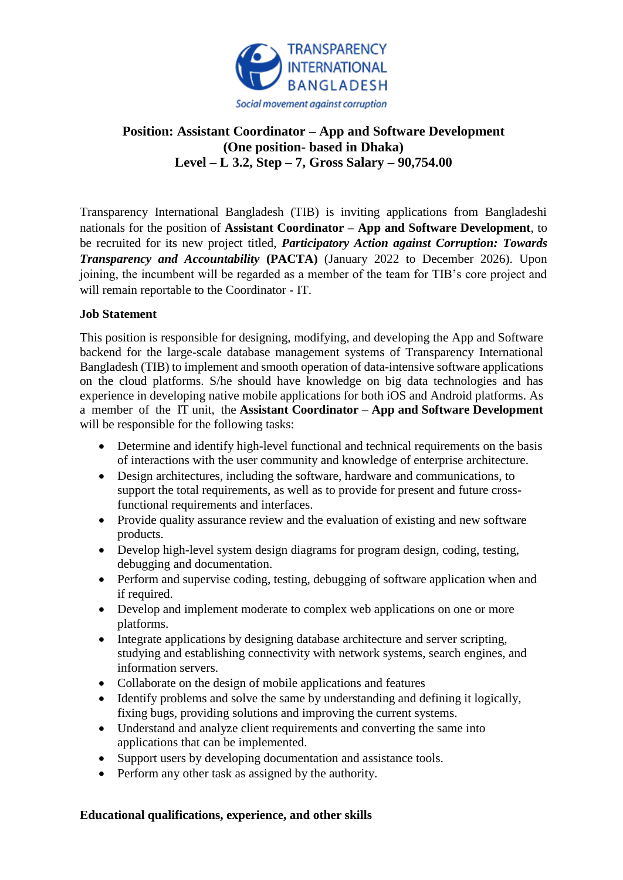TRANSPARENCY INTERNATIONAL BANGLADESH

*Social movement against corruption*

# Position: Assistant Coordinator – App and Software Development (One position- based in Dhaka) Level – L 3.2, Step – 7, Gross Salary – 90,754.00

Transparency International Bangladesh (TIB) is inviting applications from Bangladeshi nationals for the position of **Assistant Coordinator – App and Software Development**, to be recruited for its new project titled, ***Participatory Action against Corruption: Towards Transparency and Accountability* (PACTA)** (January 2022 to December 2026). Upon joining, the incumbent will be regarded as a member of the team for TIB's core project and will remain reportable to the Coordinator - IT.

**Job Statement**

This position is responsible for designing, modifying, and developing the App and Software backend for the large-scale database management systems of Transparency International Bangladesh (TIB) to implement and smooth operation of data-intensive software applications on the cloud platforms. S/he should have knowledge on big data technologies and has experience in developing native mobile applications for both iOS and Android platforms. As a member of the IT unit, the **Assistant Coordinator – App and Software Development** will be responsible for the following tasks:

- Determine and identify high-level functional and technical requirements on the basis of interactions with the user community and knowledge of enterprise architecture.
- Design architectures, including the software, hardware and communications, to support the total requirements, as well as to provide for present and future cross-functional requirements and interfaces.
- Provide quality assurance review and the evaluation of existing and new software products.
- Develop high-level system design diagrams for program design, coding, testing, debugging and documentation.
- Perform and supervise coding, testing, debugging of software application when and if required.
- Develop and implement moderate to complex web applications on one or more platforms.
- Integrate applications by designing database architecture and server scripting, studying and establishing connectivity with network systems, search engines, and information servers.
- Collaborate on the design of mobile applications and features
- Identify problems and solve the same by understanding and defining it logically, fixing bugs, providing solutions and improving the current systems.
- Understand and analyze client requirements and converting the same into applications that can be implemented.
- Support users by developing documentation and assistance tools.
- Perform any other task as assigned by the authority.

**Educational qualifications, experience, and other skills**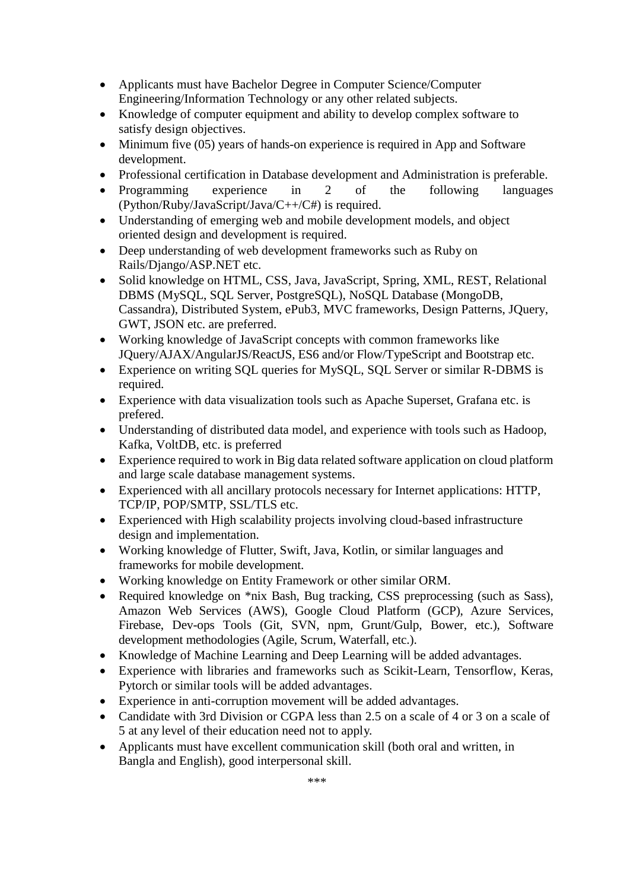- Applicants must have Bachelor Degree in Computer Science/Computer Engineering/Information Technology or any other related subjects.
- Knowledge of computer equipment and ability to develop complex software to satisfy design objectives.
- Minimum five (05) years of hands-on experience is required in App and Software development.
- Professional certification in Database development and Administration is preferable.
- Programming experience in 2 of the following languages (Python/Ruby/JavaScript/Java/C++/C#) is required.
- Understanding of emerging web and mobile development models, and object oriented design and development is required.
- Deep understanding of web development frameworks such as Ruby on Rails/Django/ASP.NET etc.
- Solid knowledge on HTML, CSS, Java, JavaScript, Spring, XML, REST, Relational DBMS (MySQL, SQL Server, PostgreSQL), NoSQL Database (MongoDB, Cassandra), Distributed System, ePub3, MVC frameworks, Design Patterns, JQuery, GWT, JSON etc. are preferred.
- Working knowledge of JavaScript concepts with common frameworks like JQuery/AJAX/AngularJS/ReactJS, ES6 and/or Flow/TypeScript and Bootstrap etc.
- Experience on writing SQL queries for MySQL, SQL Server or similar R-DBMS is required.
- Experience with data visualization tools such as Apache Superset, Grafana etc. is prefered.
- Understanding of distributed data model, and experience with tools such as Hadoop, Kafka, VoltDB, etc. is preferred
- Experience required to work in Big data related software application on cloud platform and large scale database management systems.
- Experienced with all ancillary protocols necessary for Internet applications: HTTP, TCP/IP, POP/SMTP, SSL/TLS etc.
- Experienced with High scalability projects involving cloud-based infrastructure design and implementation.
- Working knowledge of Flutter, Swift, Java, Kotlin, or similar languages and frameworks for mobile development.
- Working knowledge on Entity Framework or other similar ORM.
- Required knowledge on *nix Bash, Bug tracking, CSS preprocessing (such as Sass), Amazon Web Services (AWS), Google Cloud Platform (GCP), Azure Services, Firebase, Dev-ops Tools (Git, SVN, npm, Grunt/Gulp, Bower, etc.), Software development methodologies (Agile, Scrum, Waterfall, etc.).
- Knowledge of Machine Learning and Deep Learning will be added advantages.
- Experience with libraries and frameworks such as Scikit-Learn, Tensorflow, Keras, Pytorch or similar tools will be added advantages.
- Experience in anti-corruption movement will be added advantages.
- Candidate with 3rd Division or CGPA less than 2.5 on a scale of 4 or 3 on a scale of 5 at any level of their education need not to apply.
- Applicants must have excellent communication skill (both oral and written, in Bangla and English), good interpersonal skill.

***